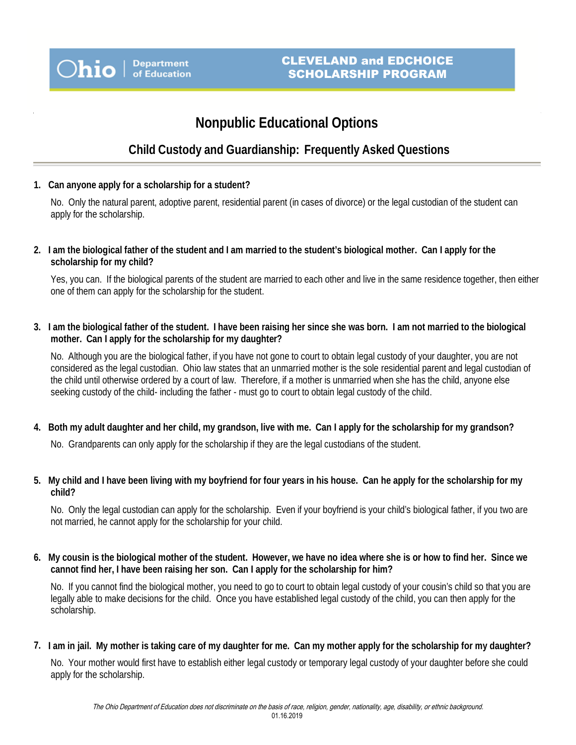Ohio | Department of Education

**CLEVELAND and EDCHOICE SCHOLARSHIP PROGRAM**

# Nonpublic Educational Options

## Child Custody and Guardianship: Frequently Asked Questions

1. **Can anyone apply for a scholarship for a student?**

   No. Only the natural parent, adoptive parent, residential parent (in cases of divorce) or the legal custodian of the student can apply for the scholarship.

2. **I am the biological father of the student and I am married to the student's biological mother. Can I apply for the scholarship for my child?**

   Yes, you can. If the biological parents of the student are married to each other and live in the same residence together, then either one of them can apply for the scholarship for the student.

3. **I am the biological father of the student. I have been raising her since she was born. I am not married to the biological mother. Can I apply for the scholarship for my daughter?**

   No. Although you are the biological father, if you have not gone to court to obtain legal custody of your daughter, you are not considered as the legal custodian. Ohio law states that an unmarried mother is the sole residential parent and legal custodian of the child until otherwise ordered by a court of law. Therefore, if a mother is unmarried when she has the child, anyone else seeking custody of the child- including the father - must go to court to obtain legal custody of the child.

4. **Both my adult daughter and her child, my grandson, live with me. Can I apply for the scholarship for my grandson?**

   No. Grandparents can only apply for the scholarship if they are the legal custodians of the student.

5. **My child and I have been living with my boyfriend for four years in his house. Can he apply for the scholarship for my child?**

   No. Only the legal custodian can apply for the scholarship. Even if your boyfriend is your child's biological father, if you two are not married, he cannot apply for the scholarship for your child.

6. **My cousin is the biological mother of the student. However, we have no idea where she is or how to find her. Since we cannot find her, I have been raising her son. Can I apply for the scholarship for him?**

   No. If you cannot find the biological mother, you need to go to court to obtain legal custody of your cousin's child so that you are legally able to make decisions for the child. Once you have established legal custody of the child, you can then apply for the scholarship.

7. **I am in jail. My mother is taking care of my daughter for me. Can my mother apply for the scholarship for my daughter?**

   No. Your mother would first have to establish either legal custody or temporary legal custody of your daughter before she could apply for the scholarship.

*The Ohio Department of Education does not discriminate on the basis of race, religion, gender, nationality, age, disability, or ethnic background.*

01.16.2019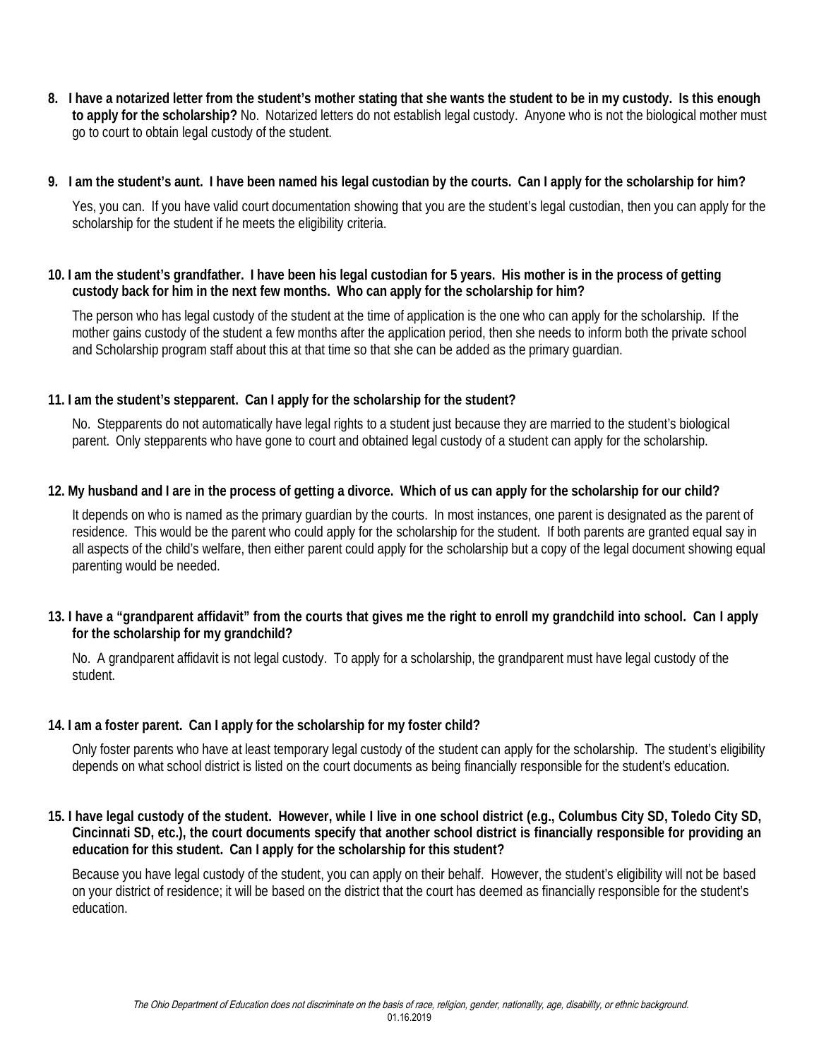8. **I have a notarized letter from the student's mother stating that she wants the student to be in my custody. Is this enough to apply for the scholarship?** No. Notarized letters do not establish legal custody. Anyone who is not the biological mother must go to court to obtain legal custody of the student.

9. **I am the student's aunt. I have been named his legal custodian by the courts. Can I apply for the scholarship for him?**

   Yes, you can. If you have valid court documentation showing that you are the student's legal custodian, then you can apply for the scholarship for the student if he meets the eligibility criteria.

10. **I am the student's grandfather. I have been his legal custodian for 5 years. His mother is in the process of getting custody back for him in the next few months. Who can apply for the scholarship for him?**

    The person who has legal custody of the student at the time of application is the one who can apply for the scholarship. If the mother gains custody of the student a few months after the application period, then she needs to inform both the private school and Scholarship program staff about this at that time so that she can be added as the primary guardian.

11. **I am the student's stepparent. Can I apply for the scholarship for the student?**

    No. Stepparents do not automatically have legal rights to a student just because they are married to the student's biological parent. Only stepparents who have gone to court and obtained legal custody of a student can apply for the scholarship.

12. **My husband and I are in the process of getting a divorce. Which of us can apply for the scholarship for our child?**

    It depends on who is named as the primary guardian by the courts. In most instances, one parent is designated as the parent of residence. This would be the parent who could apply for the scholarship for the student. If both parents are granted equal say in all aspects of the child's welfare, then either parent could apply for the scholarship but a copy of the legal document showing equal parenting would be needed.

13. **I have a "grandparent affidavit" from the courts that gives me the right to enroll my grandchild into school. Can I apply for the scholarship for my grandchild?**

    No. A grandparent affidavit is not legal custody. To apply for a scholarship, the grandparent must have legal custody of the student.

14. **I am a foster parent. Can I apply for the scholarship for my foster child?**

    Only foster parents who have at least temporary legal custody of the student can apply for the scholarship. The student's eligibility depends on what school district is listed on the court documents as being financially responsible for the student's education.

15. **I have legal custody of the student. However, while I live in one school district (e.g., Columbus City SD, Toledo City SD, Cincinnati SD, etc.), the court documents specify that another school district is financially responsible for providing an education for this student. Can I apply for the scholarship for this student?**

    Because you have legal custody of the student, you can apply on their behalf. However, the student's eligibility will not be based on your district of residence; it will be based on the district that the court has deemed as financially responsible for the student's education.

*The Ohio Department of Education does not discriminate on the basis of race, religion, gender, nationality, age, disability, or ethnic background.*

01.16.2019